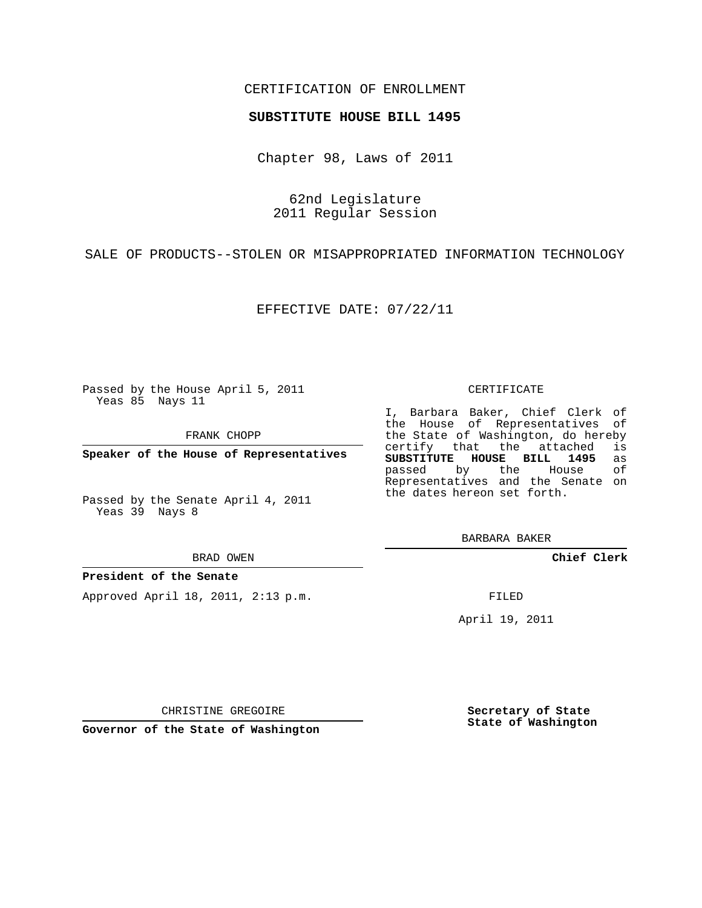CERTIFICATION OF ENROLLMENT

**SUBSTITUTE HOUSE BILL 1495**

Chapter 98, Laws of 2011

62nd Legislature
2011 Regular Session

SALE OF PRODUCTS--STOLEN OR MISAPPROPRIATED INFORMATION TECHNOLOGY

EFFECTIVE DATE: 07/22/11

Passed by the House April 5, 2011
Yeas 85 Nays 11

FRANK CHOPP

**Speaker of the House of Representatives**

Passed by the Senate April 4, 2011
Yeas 39 Nays 8

BRAD OWEN

**President of the Senate**

Approved April 18, 2011, 2:13 p.m.

CHRISTINE GREGOIRE

**Governor of the State of Washington**

CERTIFICATE

I, Barbara Baker, Chief Clerk of the House of Representatives of the State of Washington, do hereby certify that the attached is **SUBSTITUTE HOUSE BILL 1495** as passed by the House of Representatives and the Senate on the dates hereon set forth.

BARBARA BAKER

**Chief Clerk**

FILED

April 19, 2011

**Secretary of State**
**State of Washington**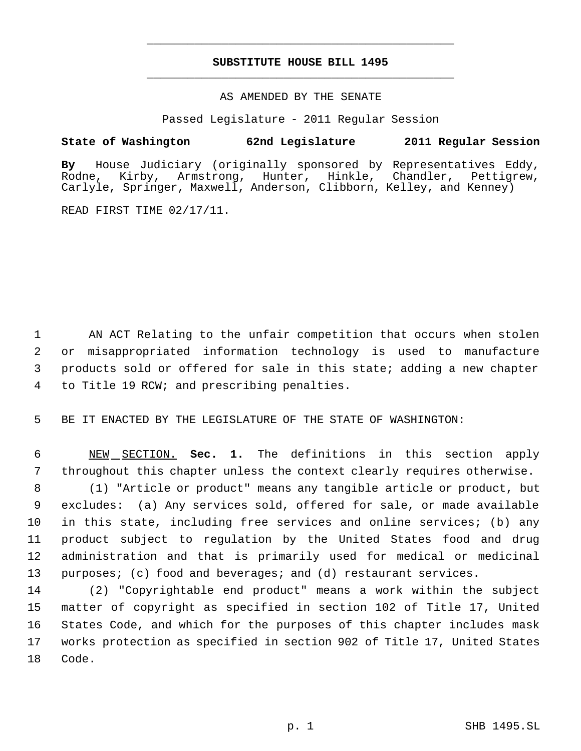# SUBSTITUTE HOUSE BILL 1495

AS AMENDED BY THE SENATE

Passed Legislature - 2011 Regular Session

**State of Washington 62nd Legislature 2011 Regular Session**

**By** House Judiciary (originally sponsored by Representatives Eddy, Rodne, Kirby, Armstrong, Hunter, Hinkle, Chandler, Pettigrew, Carlyle, Springer, Maxwell, Anderson, Clibborn, Kelley, and Kenney)

READ FIRST TIME 02/17/11.

AN ACT Relating to the unfair competition that occurs when stolen or misappropriated information technology is used to manufacture products sold or offered for sale in this state; adding a new chapter to Title 19 RCW; and prescribing penalties.

BE IT ENACTED BY THE LEGISLATURE OF THE STATE OF WASHINGTON:

NEW SECTION. **Sec. 1.** The definitions in this section apply throughout this chapter unless the context clearly requires otherwise.

(1) "Article or product" means any tangible article or product, but excludes: (a) Any services sold, offered for sale, or made available in this state, including free services and online services; (b) any product subject to regulation by the United States food and drug administration and that is primarily used for medical or medicinal purposes; (c) food and beverages; and (d) restaurant services.

(2) "Copyrightable end product" means a work within the subject matter of copyright as specified in section 102 of Title 17, United States Code, and which for the purposes of this chapter includes mask works protection as specified in section 902 of Title 17, United States Code.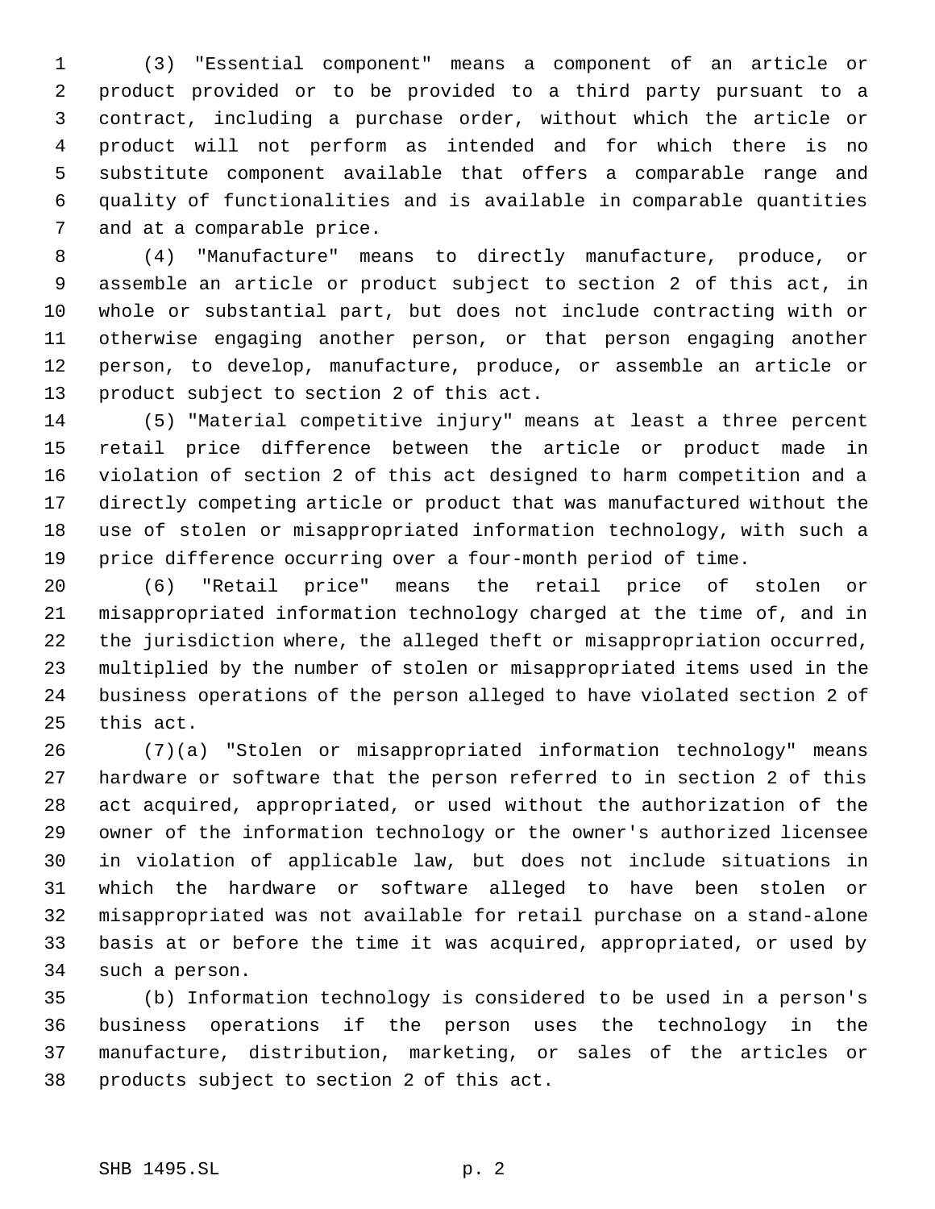(3) "Essential component" means a component of an article or product provided or to be provided to a third party pursuant to a contract, including a purchase order, without which the article or product will not perform as intended and for which there is no substitute component available that offers a comparable range and quality of functionalities and is available in comparable quantities and at a comparable price.

(4) "Manufacture" means to directly manufacture, produce, or assemble an article or product subject to section 2 of this act, in whole or substantial part, but does not include contracting with or otherwise engaging another person, or that person engaging another person, to develop, manufacture, produce, or assemble an article or product subject to section 2 of this act.

(5) "Material competitive injury" means at least a three percent retail price difference between the article or product made in violation of section 2 of this act designed to harm competition and a directly competing article or product that was manufactured without the use of stolen or misappropriated information technology, with such a price difference occurring over a four-month period of time.

(6) "Retail price" means the retail price of stolen or misappropriated information technology charged at the time of, and in the jurisdiction where, the alleged theft or misappropriation occurred, multiplied by the number of stolen or misappropriated items used in the business operations of the person alleged to have violated section 2 of this act.

(7)(a) "Stolen or misappropriated information technology" means hardware or software that the person referred to in section 2 of this act acquired, appropriated, or used without the authorization of the owner of the information technology or the owner's authorized licensee in violation of applicable law, but does not include situations in which the hardware or software alleged to have been stolen or misappropriated was not available for retail purchase on a stand-alone basis at or before the time it was acquired, appropriated, or used by such a person.

(b) Information technology is considered to be used in a person's business operations if the person uses the technology in the manufacture, distribution, marketing, or sales of the articles or products subject to section 2 of this act.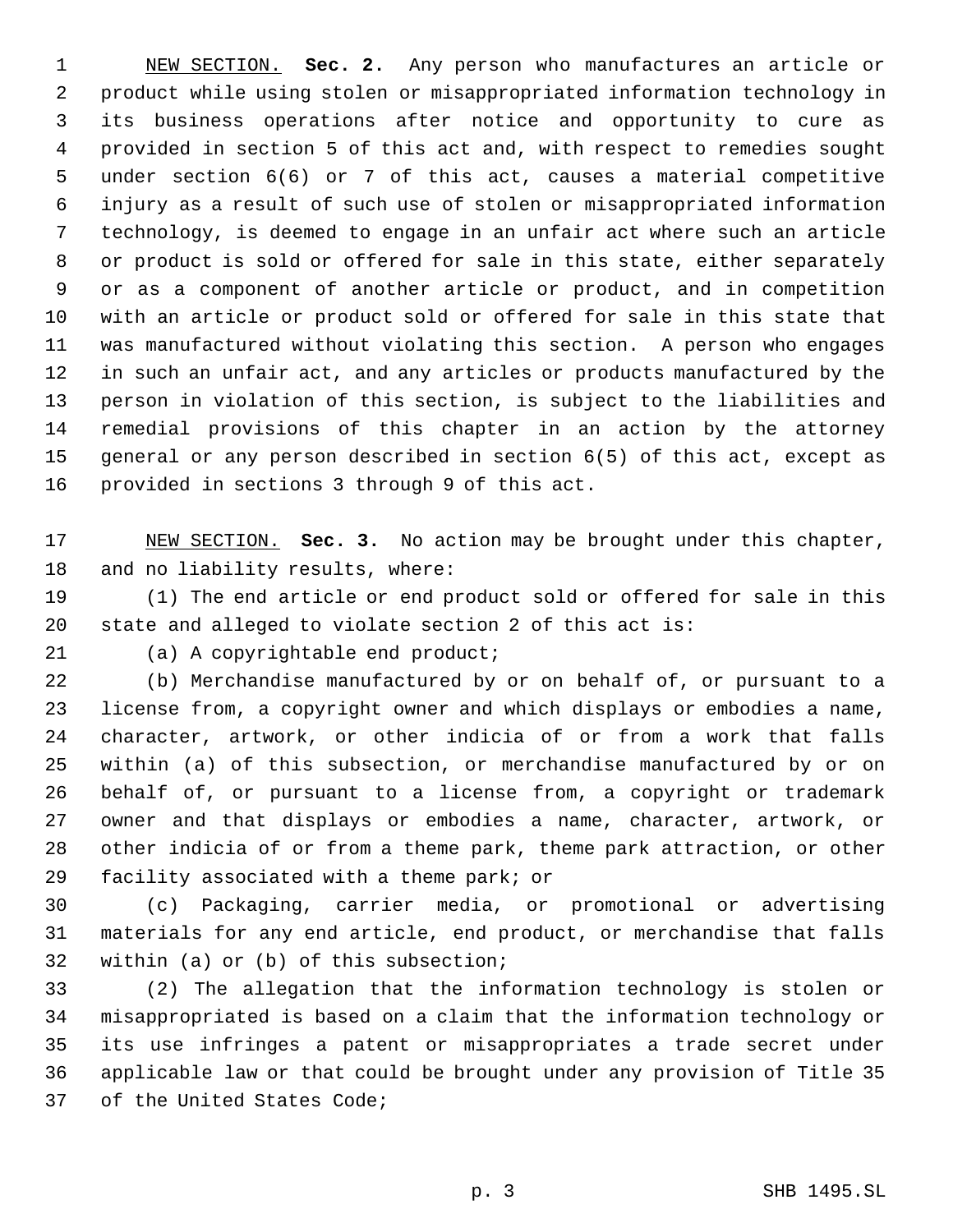NEW SECTION. **Sec. 2.** Any person who manufactures an article or product while using stolen or misappropriated information technology in its business operations after notice and opportunity to cure as provided in section 5 of this act and, with respect to remedies sought under section 6(6) or 7 of this act, causes a material competitive injury as a result of such use of stolen or misappropriated information technology, is deemed to engage in an unfair act where such an article or product is sold or offered for sale in this state, either separately or as a component of another article or product, and in competition with an article or product sold or offered for sale in this state that was manufactured without violating this section. A person who engages in such an unfair act, and any articles or products manufactured by the person in violation of this section, is subject to the liabilities and remedial provisions of this chapter in an action by the attorney general or any person described in section 6(5) of this act, except as provided in sections 3 through 9 of this act.

NEW SECTION. **Sec. 3.** No action may be brought under this chapter, and no liability results, where:

(1) The end article or end product sold or offered for sale in this state and alleged to violate section 2 of this act is:

(a) A copyrightable end product;

(b) Merchandise manufactured by or on behalf of, or pursuant to a license from, a copyright owner and which displays or embodies a name, character, artwork, or other indicia of or from a work that falls within (a) of this subsection, or merchandise manufactured by or on behalf of, or pursuant to a license from, a copyright or trademark owner and that displays or embodies a name, character, artwork, or other indicia of or from a theme park, theme park attraction, or other facility associated with a theme park; or

(c) Packaging, carrier media, or promotional or advertising materials for any end article, end product, or merchandise that falls within (a) or (b) of this subsection;

(2) The allegation that the information technology is stolen or misappropriated is based on a claim that the information technology or its use infringes a patent or misappropriates a trade secret under applicable law or that could be brought under any provision of Title 35 of the United States Code;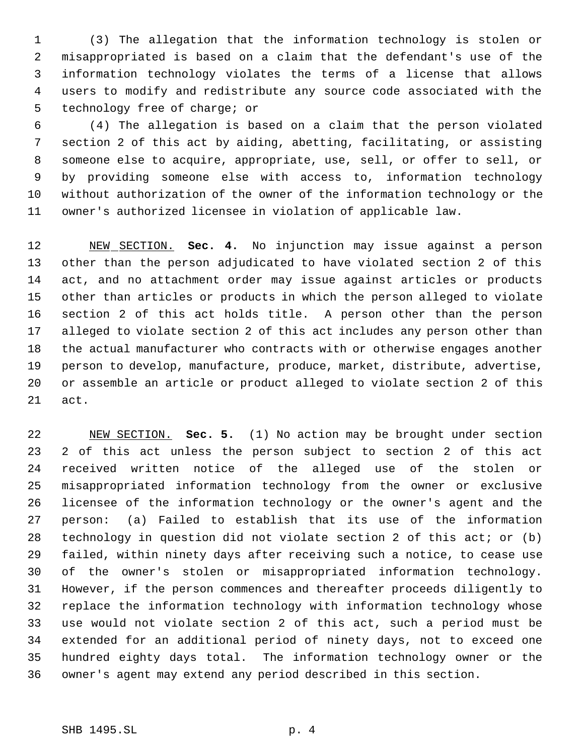(3) The allegation that the information technology is stolen or misappropriated is based on a claim that the defendant's use of the information technology violates the terms of a license that allows users to modify and redistribute any source code associated with the technology free of charge; or

(4) The allegation is based on a claim that the person violated section 2 of this act by aiding, abetting, facilitating, or assisting someone else to acquire, appropriate, use, sell, or offer to sell, or by providing someone else with access to, information technology without authorization of the owner of the information technology or the owner's authorized licensee in violation of applicable law.

NEW SECTION. **Sec. 4.** No injunction may issue against a person other than the person adjudicated to have violated section 2 of this act, and no attachment order may issue against articles or products other than articles or products in which the person alleged to violate section 2 of this act holds title. A person other than the person alleged to violate section 2 of this act includes any person other than the actual manufacturer who contracts with or otherwise engages another person to develop, manufacture, produce, market, distribute, advertise, or assemble an article or product alleged to violate section 2 of this act.

NEW SECTION. **Sec. 5.** (1) No action may be brought under section 2 of this act unless the person subject to section 2 of this act received written notice of the alleged use of the stolen or misappropriated information technology from the owner or exclusive licensee of the information technology or the owner's agent and the person: (a) Failed to establish that its use of the information technology in question did not violate section 2 of this act; or (b) failed, within ninety days after receiving such a notice, to cease use of the owner's stolen or misappropriated information technology. However, if the person commences and thereafter proceeds diligently to replace the information technology with information technology whose use would not violate section 2 of this act, such a period must be extended for an additional period of ninety days, not to exceed one hundred eighty days total. The information technology owner or the owner's agent may extend any period described in this section.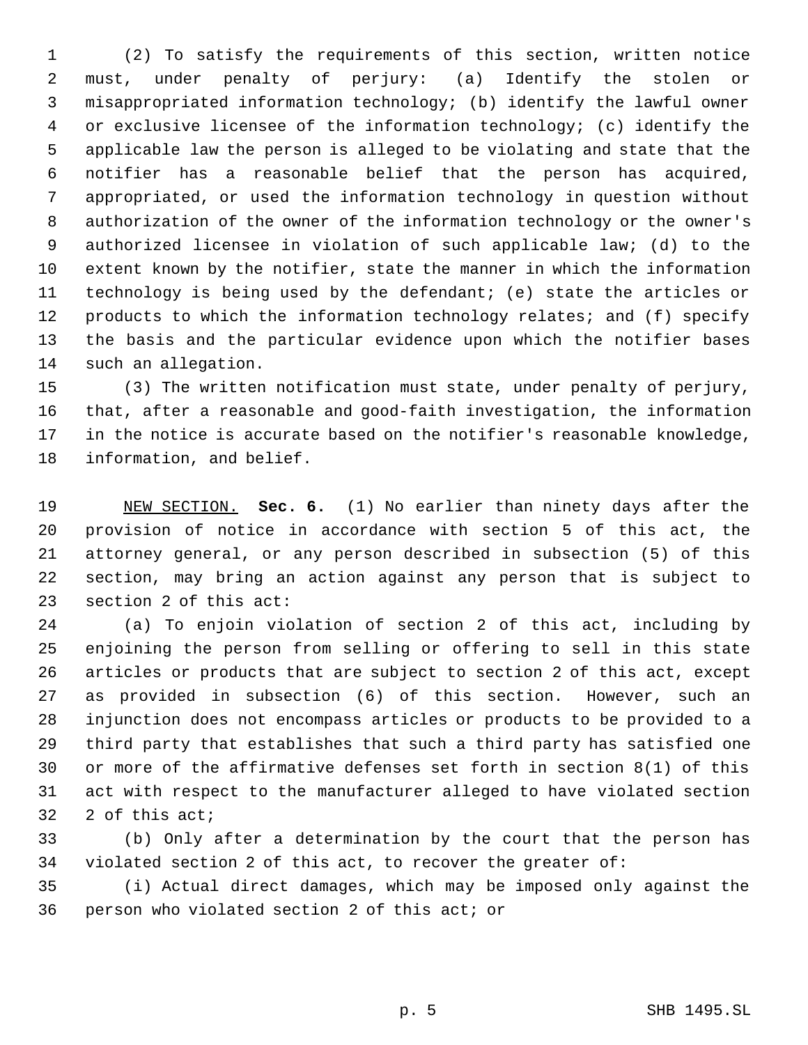(2) To satisfy the requirements of this section, written notice must, under penalty of perjury: (a) Identify the stolen or misappropriated information technology; (b) identify the lawful owner or exclusive licensee of the information technology; (c) identify the applicable law the person is alleged to be violating and state that the notifier has a reasonable belief that the person has acquired, appropriated, or used the information technology in question without authorization of the owner of the information technology or the owner's authorized licensee in violation of such applicable law; (d) to the extent known by the notifier, state the manner in which the information technology is being used by the defendant; (e) state the articles or products to which the information technology relates; and (f) specify the basis and the particular evidence upon which the notifier bases such an allegation.

(3) The written notification must state, under penalty of perjury, that, after a reasonable and good-faith investigation, the information in the notice is accurate based on the notifier's reasonable knowledge, information, and belief.

NEW SECTION. **Sec. 6.** (1) No earlier than ninety days after the provision of notice in accordance with section 5 of this act, the attorney general, or any person described in subsection (5) of this section, may bring an action against any person that is subject to section 2 of this act:

(a) To enjoin violation of section 2 of this act, including by enjoining the person from selling or offering to sell in this state articles or products that are subject to section 2 of this act, except as provided in subsection (6) of this section. However, such an injunction does not encompass articles or products to be provided to a third party that establishes that such a third party has satisfied one or more of the affirmative defenses set forth in section 8(1) of this act with respect to the manufacturer alleged to have violated section 2 of this act;

(b) Only after a determination by the court that the person has violated section 2 of this act, to recover the greater of:

(i) Actual direct damages, which may be imposed only against the person who violated section 2 of this act; or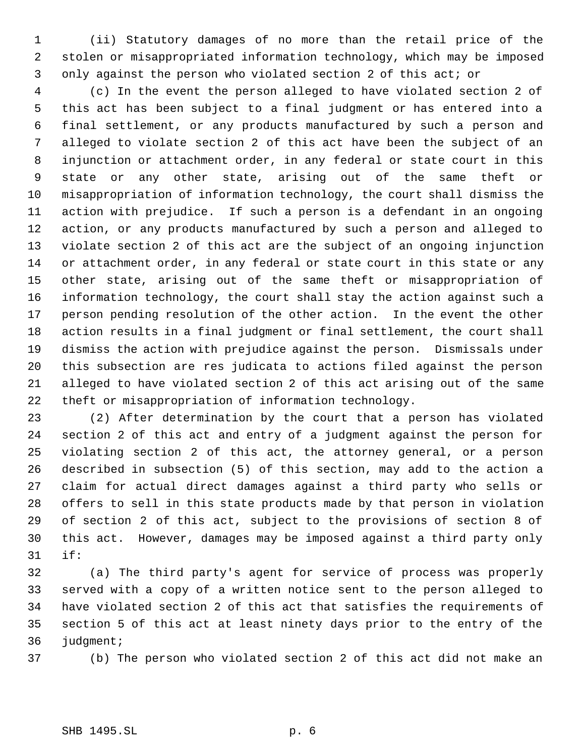(ii) Statutory damages of no more than the retail price of the stolen or misappropriated information technology, which may be imposed only against the person who violated section 2 of this act; or

(c) In the event the person alleged to have violated section 2 of this act has been subject to a final judgment or has entered into a final settlement, or any products manufactured by such a person and alleged to violate section 2 of this act have been the subject of an injunction or attachment order, in any federal or state court in this state or any other state, arising out of the same theft or misappropriation of information technology, the court shall dismiss the action with prejudice. If such a person is a defendant in an ongoing action, or any products manufactured by such a person and alleged to violate section 2 of this act are the subject of an ongoing injunction or attachment order, in any federal or state court in this state or any other state, arising out of the same theft or misappropriation of information technology, the court shall stay the action against such a person pending resolution of the other action. In the event the other action results in a final judgment or final settlement, the court shall dismiss the action with prejudice against the person. Dismissals under this subsection are res judicata to actions filed against the person alleged to have violated section 2 of this act arising out of the same theft or misappropriation of information technology.

(2) After determination by the court that a person has violated section 2 of this act and entry of a judgment against the person for violating section 2 of this act, the attorney general, or a person described in subsection (5) of this section, may add to the action a claim for actual direct damages against a third party who sells or offers to sell in this state products made by that person in violation of section 2 of this act, subject to the provisions of section 8 of this act. However, damages may be imposed against a third party only if:

(a) The third party's agent for service of process was properly served with a copy of a written notice sent to the person alleged to have violated section 2 of this act that satisfies the requirements of section 5 of this act at least ninety days prior to the entry of the judgment;

(b) The person who violated section 2 of this act did not make an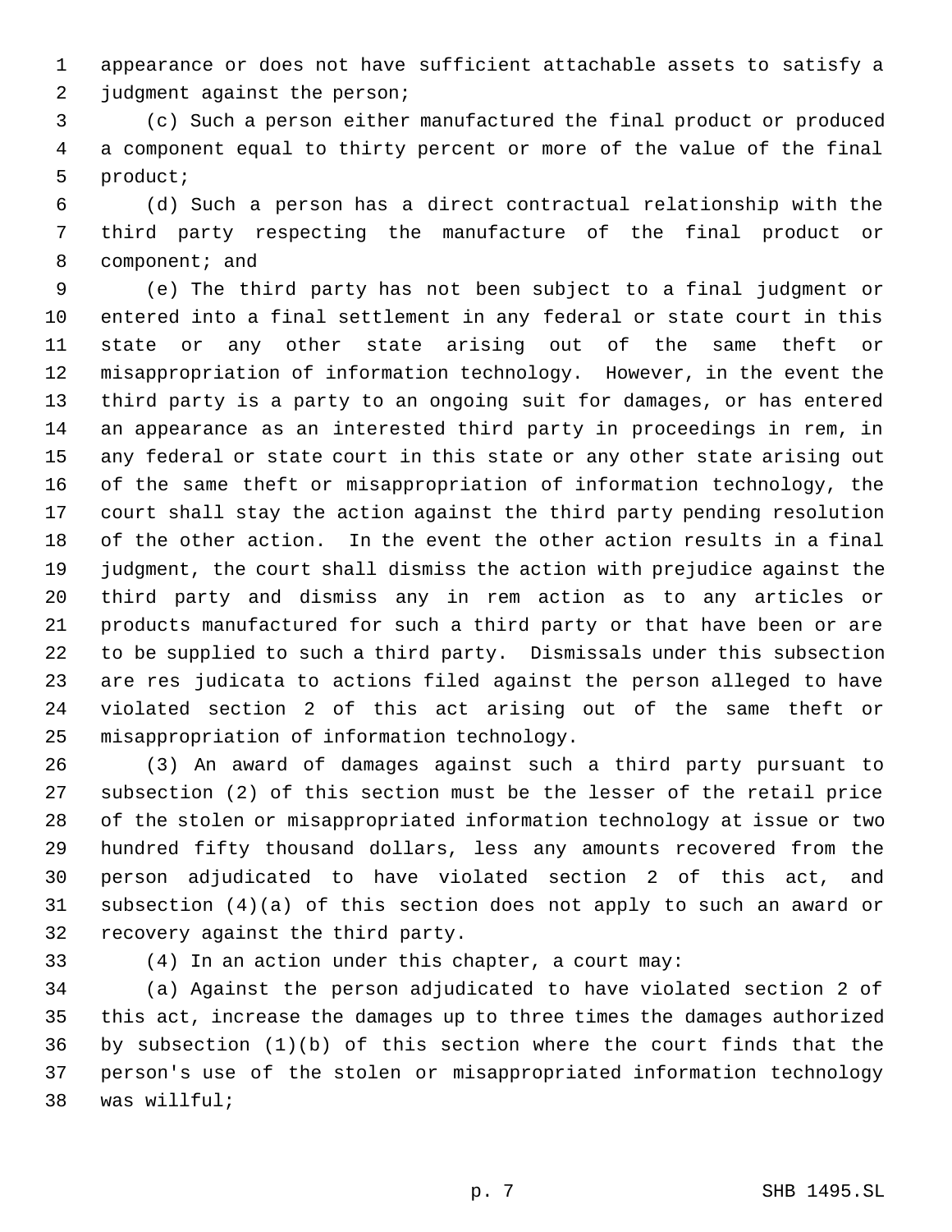appearance or does not have sufficient attachable assets to satisfy a judgment against the person;

(c) Such a person either manufactured the final product or produced a component equal to thirty percent or more of the value of the final product;

(d) Such a person has a direct contractual relationship with the third party respecting the manufacture of the final product or component; and

(e) The third party has not been subject to a final judgment or entered into a final settlement in any federal or state court in this state or any other state arising out of the same theft or misappropriation of information technology. However, in the event the third party is a party to an ongoing suit for damages, or has entered an appearance as an interested third party in proceedings in rem, in any federal or state court in this state or any other state arising out of the same theft or misappropriation of information technology, the court shall stay the action against the third party pending resolution of the other action. In the event the other action results in a final judgment, the court shall dismiss the action with prejudice against the third party and dismiss any in rem action as to any articles or products manufactured for such a third party or that have been or are to be supplied to such a third party. Dismissals under this subsection are res judicata to actions filed against the person alleged to have violated section 2 of this act arising out of the same theft or misappropriation of information technology.

(3) An award of damages against such a third party pursuant to subsection (2) of this section must be the lesser of the retail price of the stolen or misappropriated information technology at issue or two hundred fifty thousand dollars, less any amounts recovered from the person adjudicated to have violated section 2 of this act, and subsection (4)(a) of this section does not apply to such an award or recovery against the third party.

(4) In an action under this chapter, a court may:

(a) Against the person adjudicated to have violated section 2 of this act, increase the damages up to three times the damages authorized by subsection (1)(b) of this section where the court finds that the person's use of the stolen or misappropriated information technology was willful;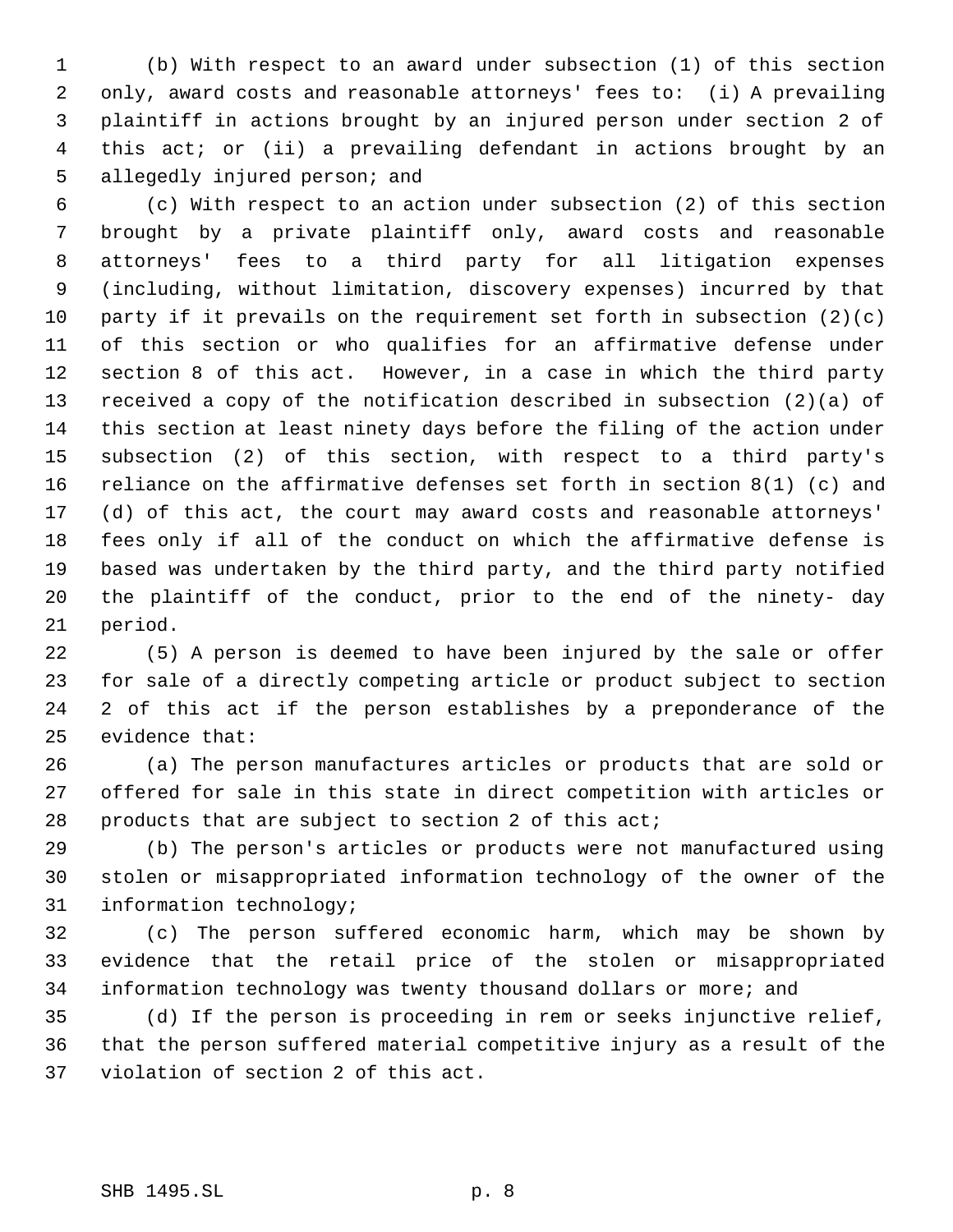(b) With respect to an award under subsection (1) of this section only, award costs and reasonable attorneys' fees to: (i) A prevailing plaintiff in actions brought by an injured person under section 2 of this act; or (ii) a prevailing defendant in actions brought by an allegedly injured person; and

(c) With respect to an action under subsection (2) of this section brought by a private plaintiff only, award costs and reasonable attorneys' fees to a third party for all litigation expenses (including, without limitation, discovery expenses) incurred by that party if it prevails on the requirement set forth in subsection (2)(c) of this section or who qualifies for an affirmative defense under section 8 of this act. However, in a case in which the third party received a copy of the notification described in subsection (2)(a) of this section at least ninety days before the filing of the action under subsection (2) of this section, with respect to a third party's reliance on the affirmative defenses set forth in section 8(1) (c) and (d) of this act, the court may award costs and reasonable attorneys' fees only if all of the conduct on which the affirmative defense is based was undertaken by the third party, and the third party notified the plaintiff of the conduct, prior to the end of the ninety- day period.

(5) A person is deemed to have been injured by the sale or offer for sale of a directly competing article or product subject to section 2 of this act if the person establishes by a preponderance of the evidence that:

(a) The person manufactures articles or products that are sold or offered for sale in this state in direct competition with articles or products that are subject to section 2 of this act;

(b) The person's articles or products were not manufactured using stolen or misappropriated information technology of the owner of the information technology;

(c) The person suffered economic harm, which may be shown by evidence that the retail price of the stolen or misappropriated information technology was twenty thousand dollars or more; and

(d) If the person is proceeding in rem or seeks injunctive relief, that the person suffered material competitive injury as a result of the violation of section 2 of this act.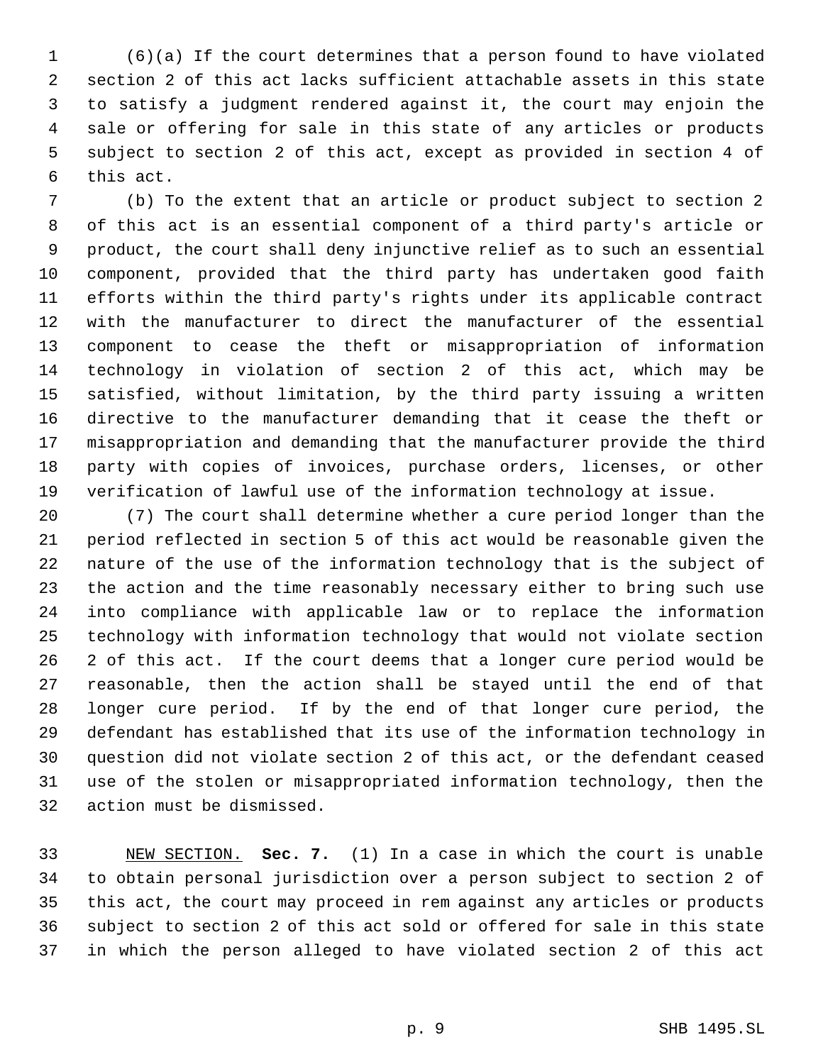(6)(a) If the court determines that a person found to have violated section 2 of this act lacks sufficient attachable assets in this state to satisfy a judgment rendered against it, the court may enjoin the sale or offering for sale in this state of any articles or products subject to section 2 of this act, except as provided in section 4 of this act.

(b) To the extent that an article or product subject to section 2 of this act is an essential component of a third party's article or product, the court shall deny injunctive relief as to such an essential component, provided that the third party has undertaken good faith efforts within the third party's rights under its applicable contract with the manufacturer to direct the manufacturer of the essential component to cease the theft or misappropriation of information technology in violation of section 2 of this act, which may be satisfied, without limitation, by the third party issuing a written directive to the manufacturer demanding that it cease the theft or misappropriation and demanding that the manufacturer provide the third party with copies of invoices, purchase orders, licenses, or other verification of lawful use of the information technology at issue.

(7) The court shall determine whether a cure period longer than the period reflected in section 5 of this act would be reasonable given the nature of the use of the information technology that is the subject of the action and the time reasonably necessary either to bring such use into compliance with applicable law or to replace the information technology with information technology that would not violate section 2 of this act. If the court deems that a longer cure period would be reasonable, then the action shall be stayed until the end of that longer cure period. If by the end of that longer cure period, the defendant has established that its use of the information technology in question did not violate section 2 of this act, or the defendant ceased use of the stolen or misappropriated information technology, then the action must be dismissed.

NEW SECTION. **Sec. 7.** (1) In a case in which the court is unable to obtain personal jurisdiction over a person subject to section 2 of this act, the court may proceed in rem against any articles or products subject to section 2 of this act sold or offered for sale in this state in which the person alleged to have violated section 2 of this act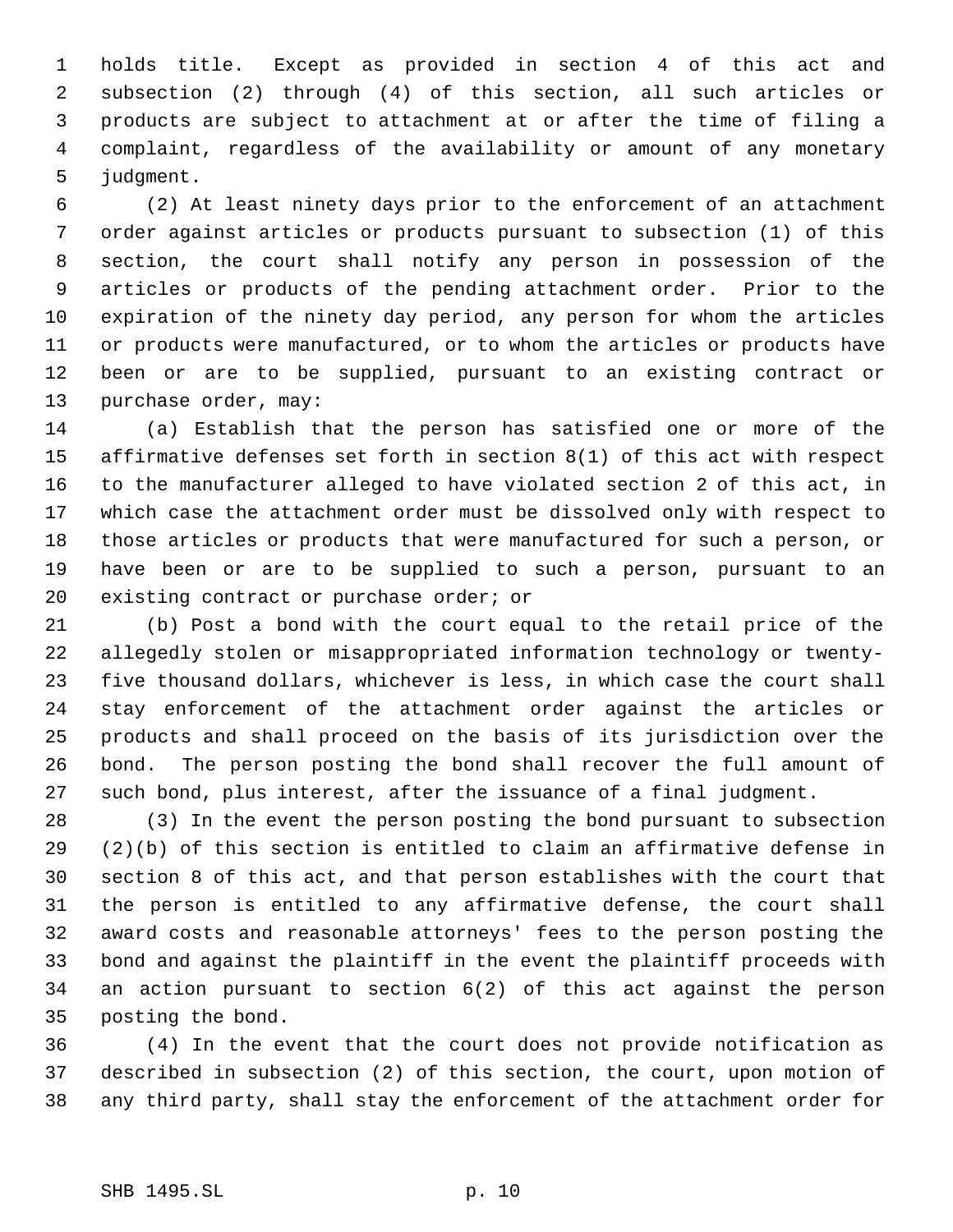holds title. Except as provided in section 4 of this act and subsection (2) through (4) of this section, all such articles or products are subject to attachment at or after the time of filing a complaint, regardless of the availability or amount of any monetary judgment.

(2) At least ninety days prior to the enforcement of an attachment order against articles or products pursuant to subsection (1) of this section, the court shall notify any person in possession of the articles or products of the pending attachment order. Prior to the expiration of the ninety day period, any person for whom the articles or products were manufactured, or to whom the articles or products have been or are to be supplied, pursuant to an existing contract or purchase order, may:

(a) Establish that the person has satisfied one or more of the affirmative defenses set forth in section 8(1) of this act with respect to the manufacturer alleged to have violated section 2 of this act, in which case the attachment order must be dissolved only with respect to those articles or products that were manufactured for such a person, or have been or are to be supplied to such a person, pursuant to an existing contract or purchase order; or

(b) Post a bond with the court equal to the retail price of the allegedly stolen or misappropriated information technology or twenty-five thousand dollars, whichever is less, in which case the court shall stay enforcement of the attachment order against the articles or products and shall proceed on the basis of its jurisdiction over the bond. The person posting the bond shall recover the full amount of such bond, plus interest, after the issuance of a final judgment.

(3) In the event the person posting the bond pursuant to subsection (2)(b) of this section is entitled to claim an affirmative defense in section 8 of this act, and that person establishes with the court that the person is entitled to any affirmative defense, the court shall award costs and reasonable attorneys' fees to the person posting the bond and against the plaintiff in the event the plaintiff proceeds with an action pursuant to section 6(2) of this act against the person posting the bond.

(4) In the event that the court does not provide notification as described in subsection (2) of this section, the court, upon motion of any third party, shall stay the enforcement of the attachment order for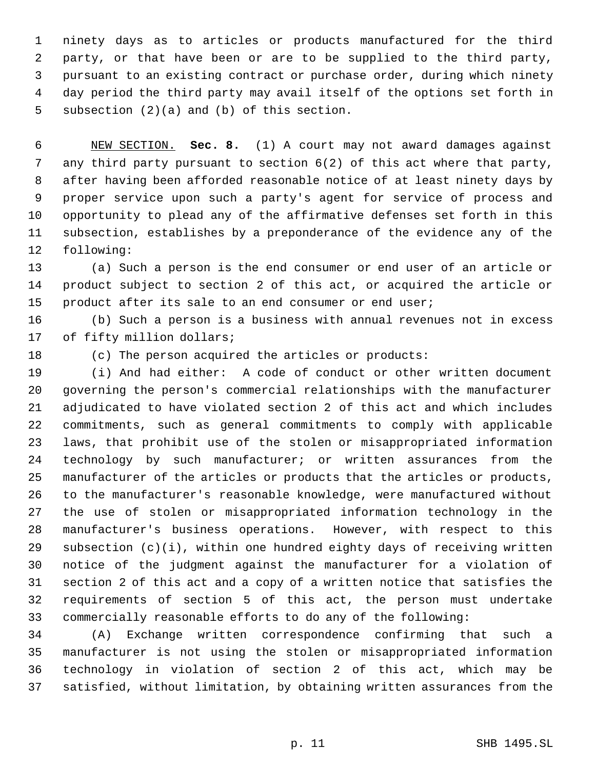ninety days as to articles or products manufactured for the third party, or that have been or are to be supplied to the third party, pursuant to an existing contract or purchase order, during which ninety day period the third party may avail itself of the options set forth in subsection (2)(a) and (b) of this section.

NEW SECTION. **Sec. 8.** (1) A court may not award damages against any third party pursuant to section 6(2) of this act where that party, after having been afforded reasonable notice of at least ninety days by proper service upon such a party's agent for service of process and opportunity to plead any of the affirmative defenses set forth in this subsection, establishes by a preponderance of the evidence any of the following:

(a) Such a person is the end consumer or end user of an article or product subject to section 2 of this act, or acquired the article or product after its sale to an end consumer or end user;

(b) Such a person is a business with annual revenues not in excess of fifty million dollars;

(c) The person acquired the articles or products:

(i) And had either: A code of conduct or other written document governing the person's commercial relationships with the manufacturer adjudicated to have violated section 2 of this act and which includes commitments, such as general commitments to comply with applicable laws, that prohibit use of the stolen or misappropriated information technology by such manufacturer; or written assurances from the manufacturer of the articles or products that the articles or products, to the manufacturer's reasonable knowledge, were manufactured without the use of stolen or misappropriated information technology in the manufacturer's business operations. However, with respect to this subsection (c)(i), within one hundred eighty days of receiving written notice of the judgment against the manufacturer for a violation of section 2 of this act and a copy of a written notice that satisfies the requirements of section 5 of this act, the person must undertake commercially reasonable efforts to do any of the following:

(A) Exchange written correspondence confirming that such a manufacturer is not using the stolen or misappropriated information technology in violation of section 2 of this act, which may be satisfied, without limitation, by obtaining written assurances from the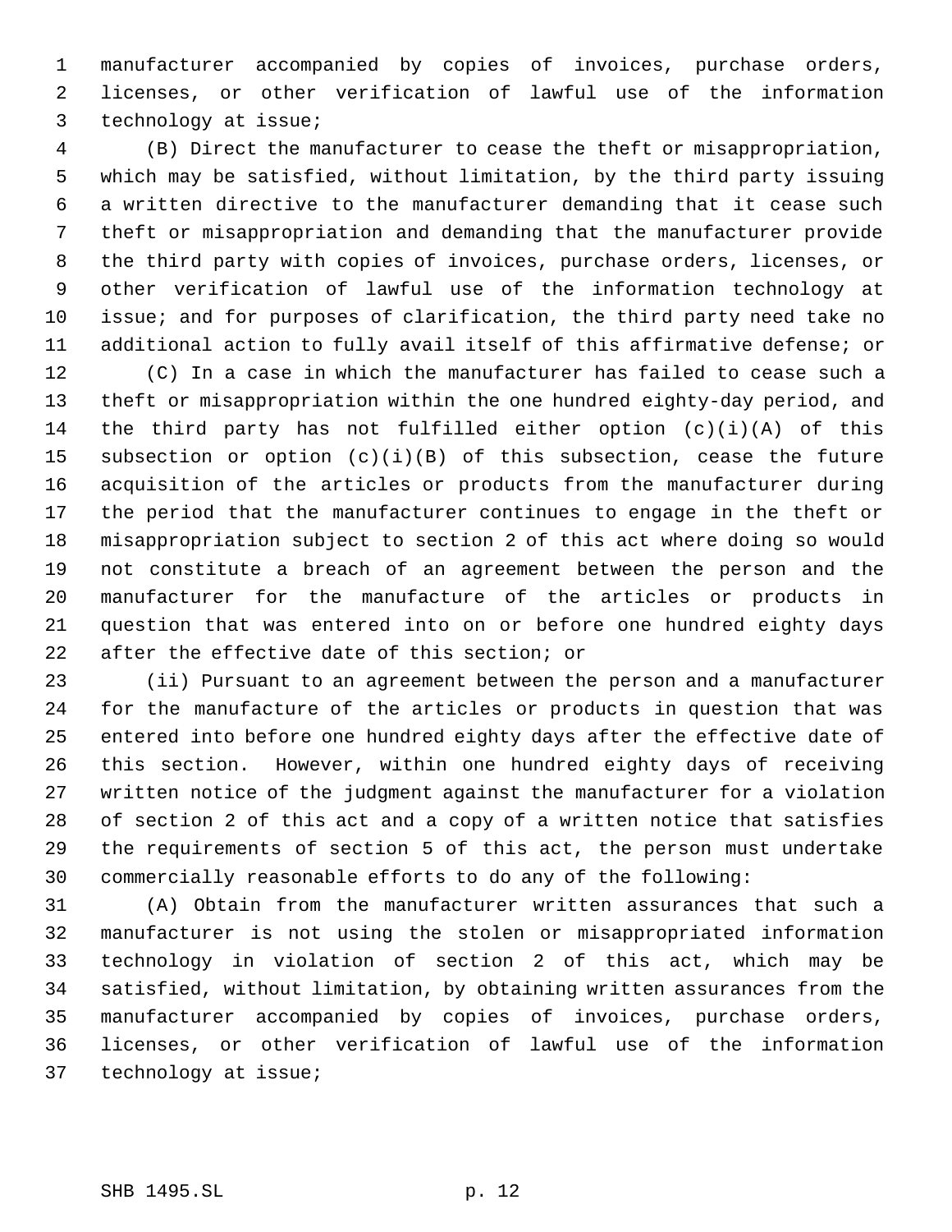manufacturer accompanied by copies of invoices, purchase orders, licenses, or other verification of lawful use of the information technology at issue;

(B) Direct the manufacturer to cease the theft or misappropriation, which may be satisfied, without limitation, by the third party issuing a written directive to the manufacturer demanding that it cease such theft or misappropriation and demanding that the manufacturer provide the third party with copies of invoices, purchase orders, licenses, or other verification of lawful use of the information technology at issue; and for purposes of clarification, the third party need take no additional action to fully avail itself of this affirmative defense; or

(C) In a case in which the manufacturer has failed to cease such a theft or misappropriation within the one hundred eighty-day period, and the third party has not fulfilled either option (c)(i)(A) of this subsection or option (c)(i)(B) of this subsection, cease the future acquisition of the articles or products from the manufacturer during the period that the manufacturer continues to engage in the theft or misappropriation subject to section 2 of this act where doing so would not constitute a breach of an agreement between the person and the manufacturer for the manufacture of the articles or products in question that was entered into on or before one hundred eighty days after the effective date of this section; or

(ii) Pursuant to an agreement between the person and a manufacturer for the manufacture of the articles or products in question that was entered into before one hundred eighty days after the effective date of this section. However, within one hundred eighty days of receiving written notice of the judgment against the manufacturer for a violation of section 2 of this act and a copy of a written notice that satisfies the requirements of section 5 of this act, the person must undertake commercially reasonable efforts to do any of the following:

(A) Obtain from the manufacturer written assurances that such a manufacturer is not using the stolen or misappropriated information technology in violation of section 2 of this act, which may be satisfied, without limitation, by obtaining written assurances from the manufacturer accompanied by copies of invoices, purchase orders, licenses, or other verification of lawful use of the information technology at issue;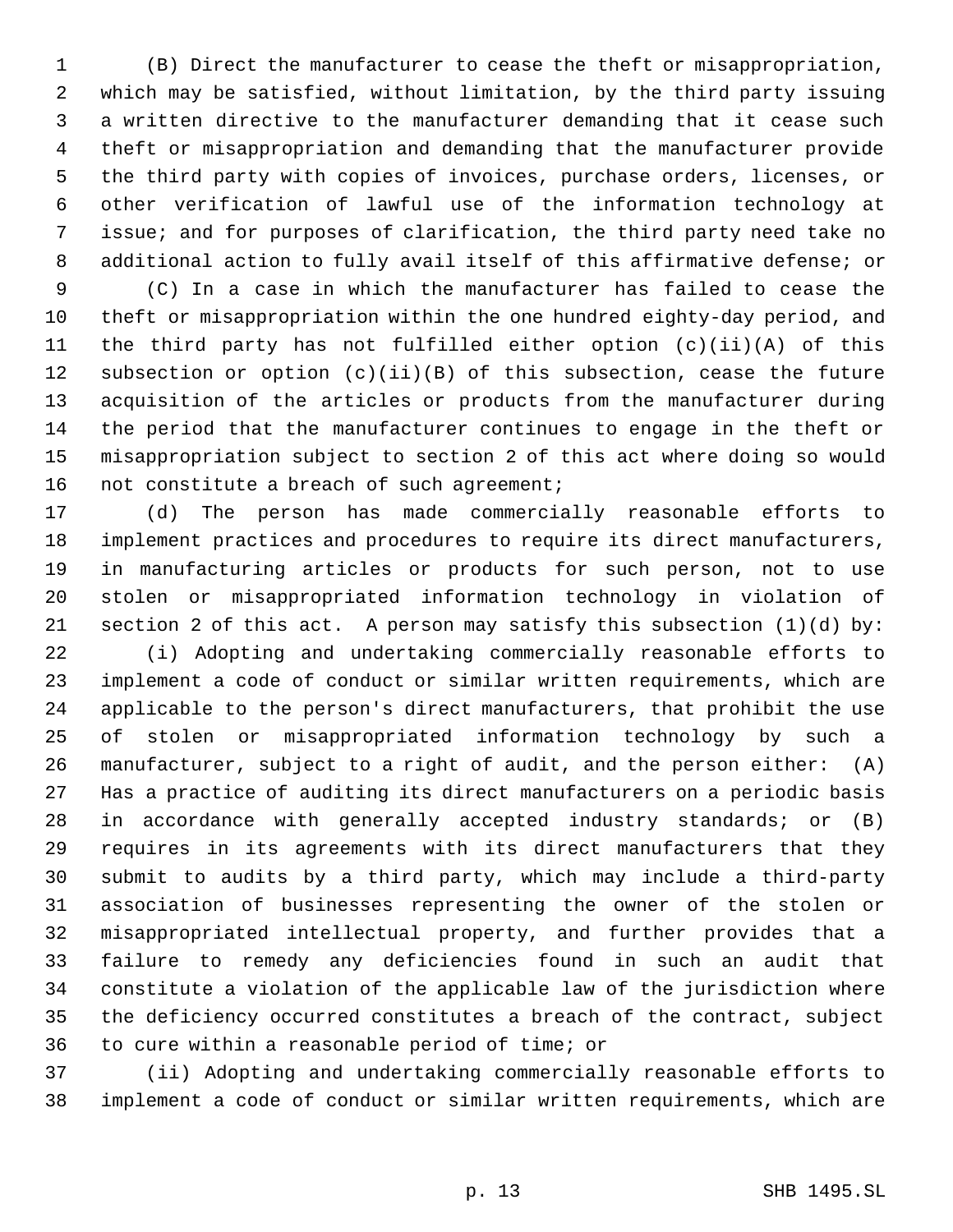(B) Direct the manufacturer to cease the theft or misappropriation, which may be satisfied, without limitation, by the third party issuing a written directive to the manufacturer demanding that it cease such theft or misappropriation and demanding that the manufacturer provide the third party with copies of invoices, purchase orders, licenses, or other verification of lawful use of the information technology at issue; and for purposes of clarification, the third party need take no additional action to fully avail itself of this affirmative defense; or

(C) In a case in which the manufacturer has failed to cease the theft or misappropriation within the one hundred eighty-day period, and the third party has not fulfilled either option (c)(ii)(A) of this subsection or option (c)(ii)(B) of this subsection, cease the future acquisition of the articles or products from the manufacturer during the period that the manufacturer continues to engage in the theft or misappropriation subject to section 2 of this act where doing so would not constitute a breach of such agreement;

(d) The person has made commercially reasonable efforts to implement practices and procedures to require its direct manufacturers, in manufacturing articles or products for such person, not to use stolen or misappropriated information technology in violation of section 2 of this act. A person may satisfy this subsection (1)(d) by:

(i) Adopting and undertaking commercially reasonable efforts to implement a code of conduct or similar written requirements, which are applicable to the person's direct manufacturers, that prohibit the use of stolen or misappropriated information technology by such a manufacturer, subject to a right of audit, and the person either: (A) Has a practice of auditing its direct manufacturers on a periodic basis in accordance with generally accepted industry standards; or (B) requires in its agreements with its direct manufacturers that they submit to audits by a third party, which may include a third-party association of businesses representing the owner of the stolen or misappropriated intellectual property, and further provides that a failure to remedy any deficiencies found in such an audit that constitute a violation of the applicable law of the jurisdiction where the deficiency occurred constitutes a breach of the contract, subject to cure within a reasonable period of time; or

(ii) Adopting and undertaking commercially reasonable efforts to implement a code of conduct or similar written requirements, which are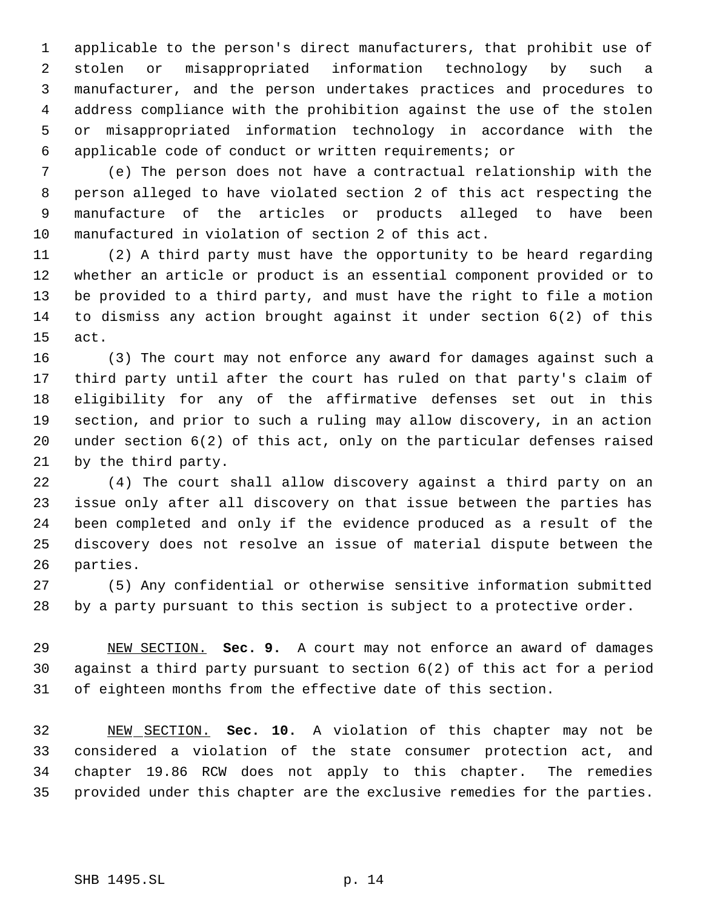applicable to the person's direct manufacturers, that prohibit use of stolen or misappropriated information technology by such a manufacturer, and the person undertakes practices and procedures to address compliance with the prohibition against the use of the stolen or misappropriated information technology in accordance with the applicable code of conduct or written requirements; or

(e) The person does not have a contractual relationship with the person alleged to have violated section 2 of this act respecting the manufacture of the articles or products alleged to have been manufactured in violation of section 2 of this act.

(2) A third party must have the opportunity to be heard regarding whether an article or product is an essential component provided or to be provided to a third party, and must have the right to file a motion to dismiss any action brought against it under section 6(2) of this act.

(3) The court may not enforce any award for damages against such a third party until after the court has ruled on that party's claim of eligibility for any of the affirmative defenses set out in this section, and prior to such a ruling may allow discovery, in an action under section 6(2) of this act, only on the particular defenses raised by the third party.

(4) The court shall allow discovery against a third party on an issue only after all discovery on that issue between the parties has been completed and only if the evidence produced as a result of the discovery does not resolve an issue of material dispute between the parties.

(5) Any confidential or otherwise sensitive information submitted by a party pursuant to this section is subject to a protective order.

NEW SECTION. **Sec. 9.** A court may not enforce an award of damages against a third party pursuant to section 6(2) of this act for a period of eighteen months from the effective date of this section.

NEW SECTION. **Sec. 10.** A violation of this chapter may not be considered a violation of the state consumer protection act, and chapter 19.86 RCW does not apply to this chapter. The remedies provided under this chapter are the exclusive remedies for the parties.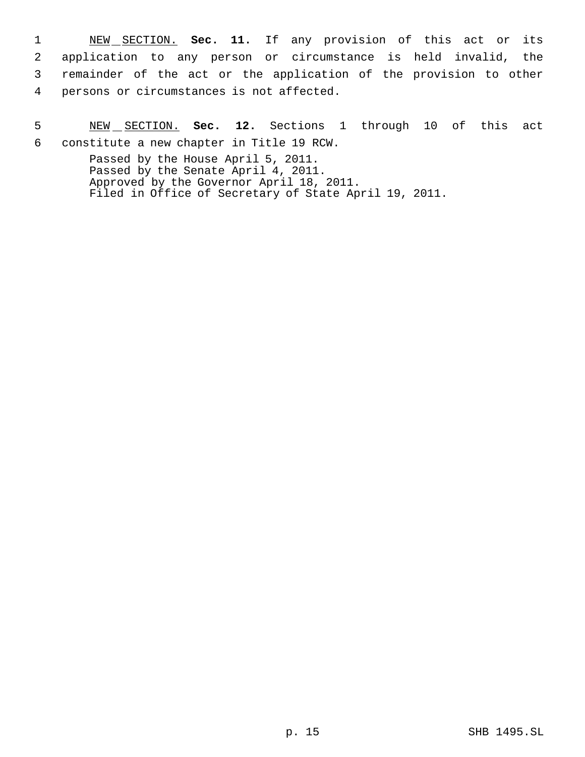NEW SECTION. **Sec. 11.** If any provision of this act or its application to any person or circumstance is held invalid, the remainder of the act or the application of the provision to other persons or circumstances is not affected.

NEW SECTION. **Sec. 12.** Sections 1 through 10 of this act constitute a new chapter in Title 19 RCW.

Passed by the House April 5, 2011.
Passed by the Senate April 4, 2011.
Approved by the Governor April 18, 2011.
Filed in Office of Secretary of State April 19, 2011.